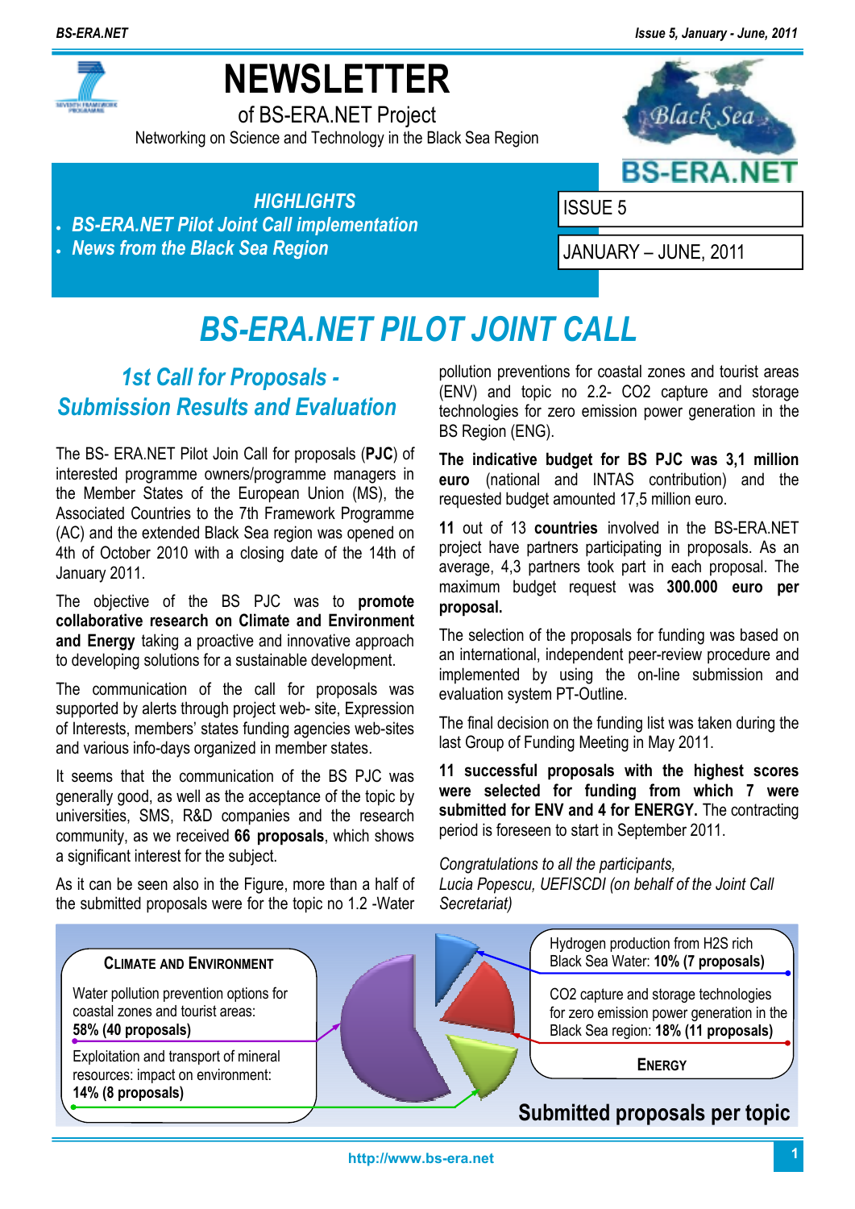# NEWSLETTER

of BS-ERA.NET Project

Networking on Science and Technology in the Black Sea Region

BS-ERA.NET

**HIGHLIGHTS**

- ***BS-ERA.NET Pilot Joint Call implementation***
- ***News from the Black Sea Region***

ISSUE 5

JANUARY – JUNE, 2011

# BS-ERA.NET PILOT JOINT CALL

## *1st Call for Proposals - Submission Results and Evaluation*

The BS- ERA.NET Pilot Join Call for proposals (**PJC**) of interested programme owners/programme managers in the Member States of the European Union (MS), the Associated Countries to the 7th Framework Programme (AC) and the extended Black Sea region was opened on 4th of October 2010 with a closing date of the 14th of January 2011.

The objective of the BS PJC was to **promote collaborative research on Climate and Environment and Energy** taking a proactive and innovative approach to developing solutions for a sustainable development.

The communication of the call for proposals was supported by alerts through project web- site, Expression of Interests, members' states funding agencies web-sites and various info-days organized in member states.

It seems that the communication of the BS PJC was generally good, as well as the acceptance of the topic by universities, SMS, R&D companies and the research community, as we received **66 proposals**, which shows a significant interest for the subject.

As it can be seen also in the Figure, more than a half of the submitted proposals were for the topic no 1.2 -Water pollution preventions for coastal zones and tourist areas (ENV) and topic no 2.2- CO2 capture and storage technologies for zero emission power generation in the BS Region (ENG).

**The indicative budget for BS PJC was 3,1 million euro** (national and INTAS contribution) and the requested budget amounted 17,5 million euro.

**11** out of 13 **countries** involved in the BS-ERA.NET project have partners participating in proposals. As an average, 4,3 partners took part in each proposal. The maximum budget request was **300.000 euro per proposal.**

The selection of the proposals for funding was based on an international, independent peer-review procedure and implemented by using the on-line submission and evaluation system PT-Outline.

The final decision on the funding list was taken during the last Group of Funding Meeting in May 2011.

**11 successful proposals with the highest scores were selected for funding from which 7 were submitted for ENV and 4 for ENERGY.** The contracting period is foreseen to start in September 2011.

*Congratulations to all the participants,*
*Lucia Popescu, UEFISCDI (on behalf of the Joint Call Secretariat)*

**CLIMATE AND ENVIRONMENT**

Water pollution prevention options for coastal zones and tourist areas: **58% (40 proposals)**

Exploitation and transport of mineral resources: impact on environment: **14% (8 proposals)**

**ENERGY**

Hydrogen production from H2S rich Black Sea Water: **10% (7 proposals)**

CO2 capture and storage technologies for zero emission power generation in the Black Sea region: **18% (11 proposals)**

**Submitted proposals per topic**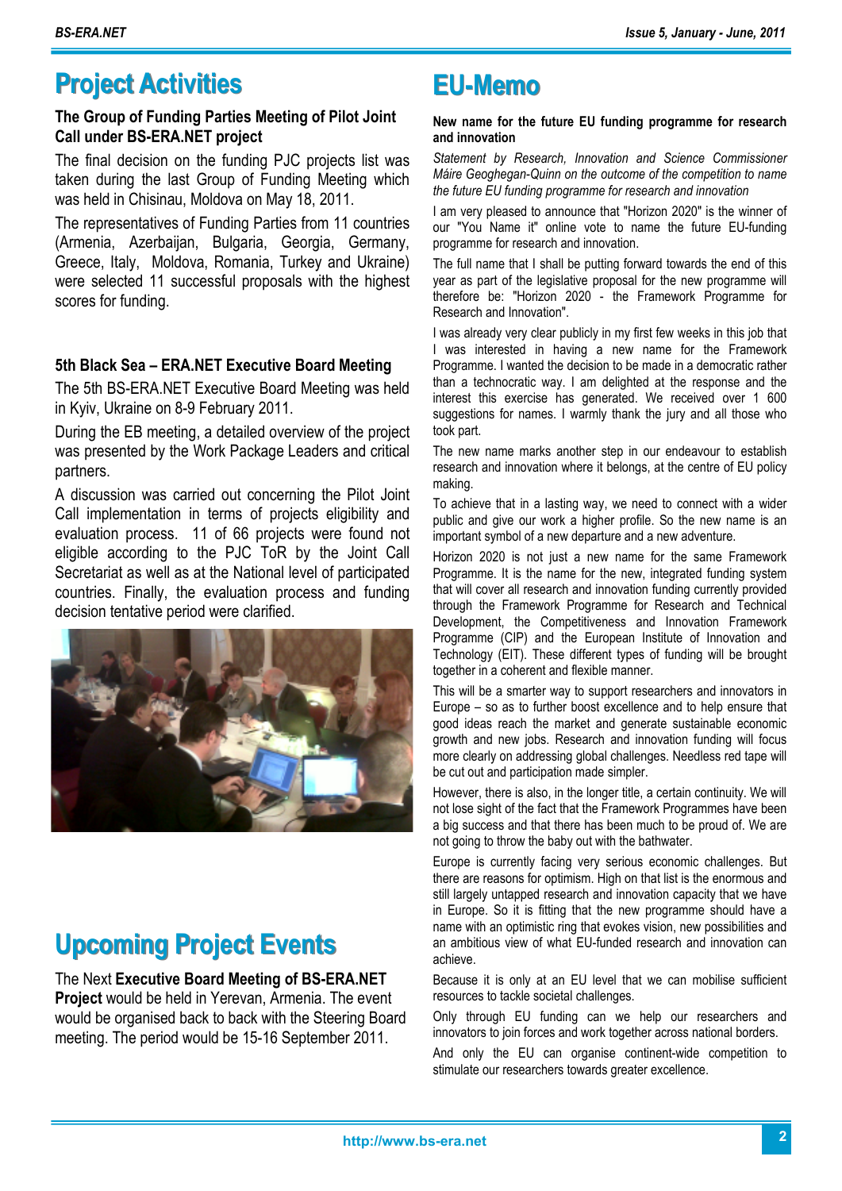# Project Activities

### The Group of Funding Parties Meeting of Pilot Joint Call under BS-ERA.NET project

The final decision on the funding PJC projects list was taken during the last Group of Funding Meeting which was held in Chisinau, Moldova on May 18, 2011.

The representatives of Funding Parties from 11 countries (Armenia, Azerbaijan, Bulgaria, Georgia, Germany, Greece, Italy, Moldova, Romania, Turkey and Ukraine) were selected 11 successful proposals with the highest scores for funding.

### 5th Black Sea – ERA.NET Executive Board Meeting

The 5th BS-ERA.NET Executive Board Meeting was held in Kyiv, Ukraine on 8-9 February 2011.

During the EB meeting, a detailed overview of the project was presented by the Work Package Leaders and critical partners.

A discussion was carried out concerning the Pilot Joint Call implementation in terms of projects eligibility and evaluation process. 11 of 66 projects were found not eligible according to the PJC ToR by the Joint Call Secretariat as well as at the National level of participated countries. Finally, the evaluation process and funding decision tentative period were clarified.

# Upcoming Project Events

The Next **Executive Board Meeting of BS-ERA.NET Project** would be held in Yerevan, Armenia. The event would be organised back to back with the Steering Board meeting. The period would be 15-16 September 2011.

# EU-Memo

### New name for the future EU funding programme for research and innovation

*Statement by Research, Innovation and Science Commissioner Máire Geoghegan-Quinn on the outcome of the competition to name the future EU funding programme for research and innovation*

I am very pleased to announce that "Horizon 2020" is the winner of our "You Name it" online vote to name the future EU-funding programme for research and innovation.

The full name that I shall be putting forward towards the end of this year as part of the legislative proposal for the new programme will therefore be: "Horizon 2020 - the Framework Programme for Research and Innovation".

I was already very clear publicly in my first few weeks in this job that I was interested in having a new name for the Framework Programme. I wanted the decision to be made in a democratic rather than a technocratic way. I am delighted at the response and the interest this exercise has generated. We received over 1 600 suggestions for names. I warmly thank the jury and all those who took part.

The new name marks another step in our endeavour to establish research and innovation where it belongs, at the centre of EU policy making.

To achieve that in a lasting way, we need to connect with a wider public and give our work a higher profile. So the new name is an important symbol of a new departure and a new adventure.

Horizon 2020 is not just a new name for the same Framework Programme. It is the name for the new, integrated funding system that will cover all research and innovation funding currently provided through the Framework Programme for Research and Technical Development, the Competitiveness and Innovation Framework Programme (CIP) and the European Institute of Innovation and Technology (EIT). These different types of funding will be brought together in a coherent and flexible manner.

This will be a smarter way to support researchers and innovators in Europe – so as to further boost excellence and to help ensure that good ideas reach the market and generate sustainable economic growth and new jobs. Research and innovation funding will focus more clearly on addressing global challenges. Needless red tape will be cut out and participation made simpler.

However, there is also, in the longer title, a certain continuity. We will not lose sight of the fact that the Framework Programmes have been a big success and that there has been much to be proud of. We are not going to throw the baby out with the bathwater.

Europe is currently facing very serious economic challenges. But there are reasons for optimism. High on that list is the enormous and still largely untapped research and innovation capacity that we have in Europe. So it is fitting that the new programme should have a name with an optimistic ring that evokes vision, new possibilities and an ambitious view of what EU-funded research and innovation can achieve.

Because it is only at an EU level that we can mobilise sufficient resources to tackle societal challenges.

Only through EU funding can we help our researchers and innovators to join forces and work together across national borders.

And only the EU can organise continent-wide competition to stimulate our researchers towards greater excellence.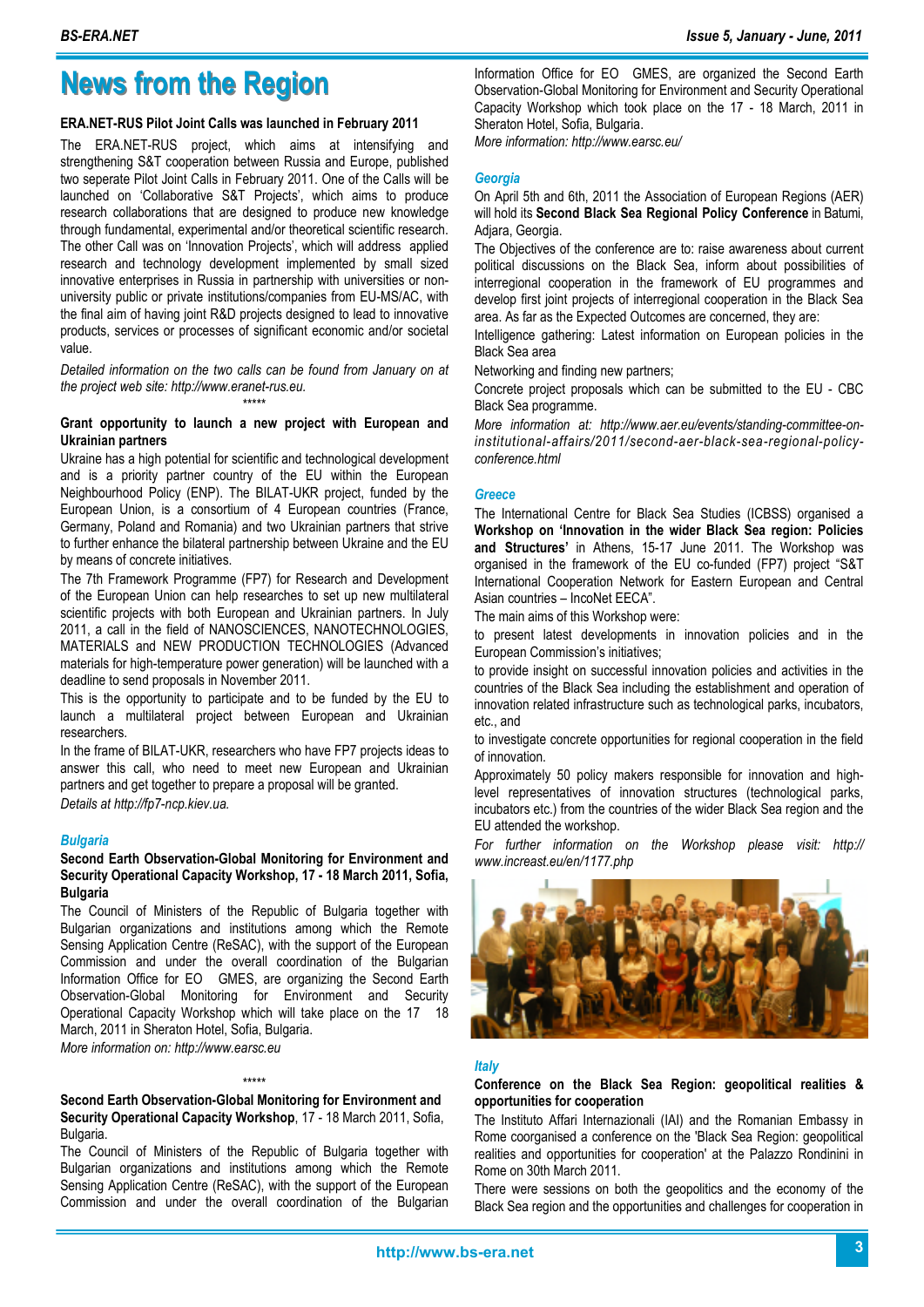# News from the Region

**ERA.NET-RUS Pilot Joint Calls was launched in February 2011**

The ERA.NET-RUS project, which aims at intensifying and strengthening S&T cooperation between Russia and Europe, published two seperate Pilot Joint Calls in February 2011. One of the Calls will be launched on 'Collaborative S&T Projects', which aims to produce research collaborations that are designed to produce new knowledge through fundamental, experimental and/or theoretical scientific research. The other Call was on 'Innovation Projects', which will address applied research and technology development implemented by small sized innovative enterprises in Russia in partnership with universities or non-university public or private institutions/companies from EU-MS/AC, with the final aim of having joint R&D projects designed to lead to innovative products, services or processes of significant economic and/or societal value.

*Detailed information on the two calls can be found from January on at the project web site: http://www.eranet-rus.eu.*

\*\*\*\*\*

**Grant opportunity to launch a new project with European and Ukrainian partners**

Ukraine has a high potential for scientific and technological development and is a priority partner country of the EU within the European Neighbourhood Policy (ENP). The BILAT-UKR project, funded by the European Union, is a consortium of 4 European countries (France, Germany, Poland and Romania) and two Ukrainian partners that strive to further enhance the bilateral partnership between Ukraine and the EU by means of concrete initiatives.

The 7th Framework Programme (FP7) for Research and Development of the European Union can help researches to set up new multilateral scientific projects with both European and Ukrainian partners. In July 2011, a call in the field of NANOSCIENCES, NANOTECHNOLOGIES, MATERIALS and NEW PRODUCTION TECHNOLOGIES (Advanced materials for high-temperature power generation) will be launched with a deadline to send proposals in November 2011.

This is the opportunity to participate and to be funded by the EU to launch a multilateral project between European and Ukrainian researchers.

In the frame of BILAT-UKR, researchers who have FP7 projects ideas to answer this call, who need to meet new European and Ukrainian partners and get together to prepare a proposal will be granted.

*Details at http://fp7-ncp.kiev.ua.*

### *Bulgaria*

**Second Earth Observation-Global Monitoring for Environment and Security Operational Capacity Workshop, 17 - 18 March 2011, Sofia, Bulgaria**

The Council of Ministers of the Republic of Bulgaria together with Bulgarian organizations and institutions among which the Remote Sensing Application Centre (ReSAC), with the support of the European Commission and under the overall coordination of the Bulgarian Information Office for EO GMES, are organizing the Second Earth Observation-Global Monitoring for Environment and Security Operational Capacity Workshop which will take place on the 17 18 March, 2011 in Sheraton Hotel, Sofia, Bulgaria.

*More information on: http://www.earsc.eu*

\*\*\*\*\*

**Second Earth Observation-Global Monitoring for Environment and Security Operational Capacity Workshop**, 17 - 18 March 2011, Sofia, Bulgaria.

The Council of Ministers of the Republic of Bulgaria together with Bulgarian organizations and institutions among which the Remote Sensing Application Centre (ReSAC), with the support of the European Commission and under the overall coordination of the Bulgarian Information Office for EO GMES, are organized the Second Earth Observation-Global Monitoring for Environment and Security Operational Capacity Workshop which took place on the 17 - 18 March, 2011 in Sheraton Hotel, Sofia, Bulgaria.

*More information: http://www.earsc.eu/*

### *Georgia*

On April 5th and 6th, 2011 the Association of European Regions (AER) will hold its **Second Black Sea Regional Policy Conference** in Batumi, Adjara, Georgia.

The Objectives of the conference are to: raise awareness about current political discussions on the Black Sea, inform about possibilities of interregional cooperation in the framework of EU programmes and develop first joint projects of interregional cooperation in the Black Sea area. As far as the Expected Outcomes are concerned, they are:

Intelligence gathering: Latest information on European policies in the Black Sea area

Networking and finding new partners;

Concrete project proposals which can be submitted to the EU - CBC Black Sea programme.

*More information at: http://www.aer.eu/events/standing-committee-on-institutional-affairs/2011/second-aer-black-sea-regional-policy-conference.html*

### *Greece*

The International Centre for Black Sea Studies (ICBSS) organised a **Workshop on 'Innovation in the wider Black Sea region: Policies and Structures'** in Athens, 15-17 June 2011. The Workshop was organised in the framework of the EU co-funded (FP7) project "S&T International Cooperation Network for Eastern European and Central Asian countries – IncoNet EECA".

The main aims of this Workshop were:

to present latest developments in innovation policies and in the European Commission's initiatives;

to provide insight on successful innovation policies and activities in the countries of the Black Sea including the establishment and operation of innovation related infrastructure such as technological parks, incubators, etc., and

to investigate concrete opportunities for regional cooperation in the field of innovation.

Approximately 50 policy makers responsible for innovation and high-level representatives of innovation structures (technological parks, incubators etc.) from the countries of the wider Black Sea region and the EU attended the workshop.

*For further information on the Workshop please visit: http://www.increast.eu/en/1177.php*

### *Italy*

**Conference on the Black Sea Region: geopolitical realities & opportunities for cooperation**

The Instituto Affari Internazionali (IAI) and the Romanian Embassy in Rome coorganised a conference on the 'Black Sea Region: geopolitical realities and opportunities for cooperation' at the Palazzo Rondinini in Rome on 30th March 2011.

There were sessions on both the geopolitics and the economy of the Black Sea region and the opportunities and challenges for cooperation in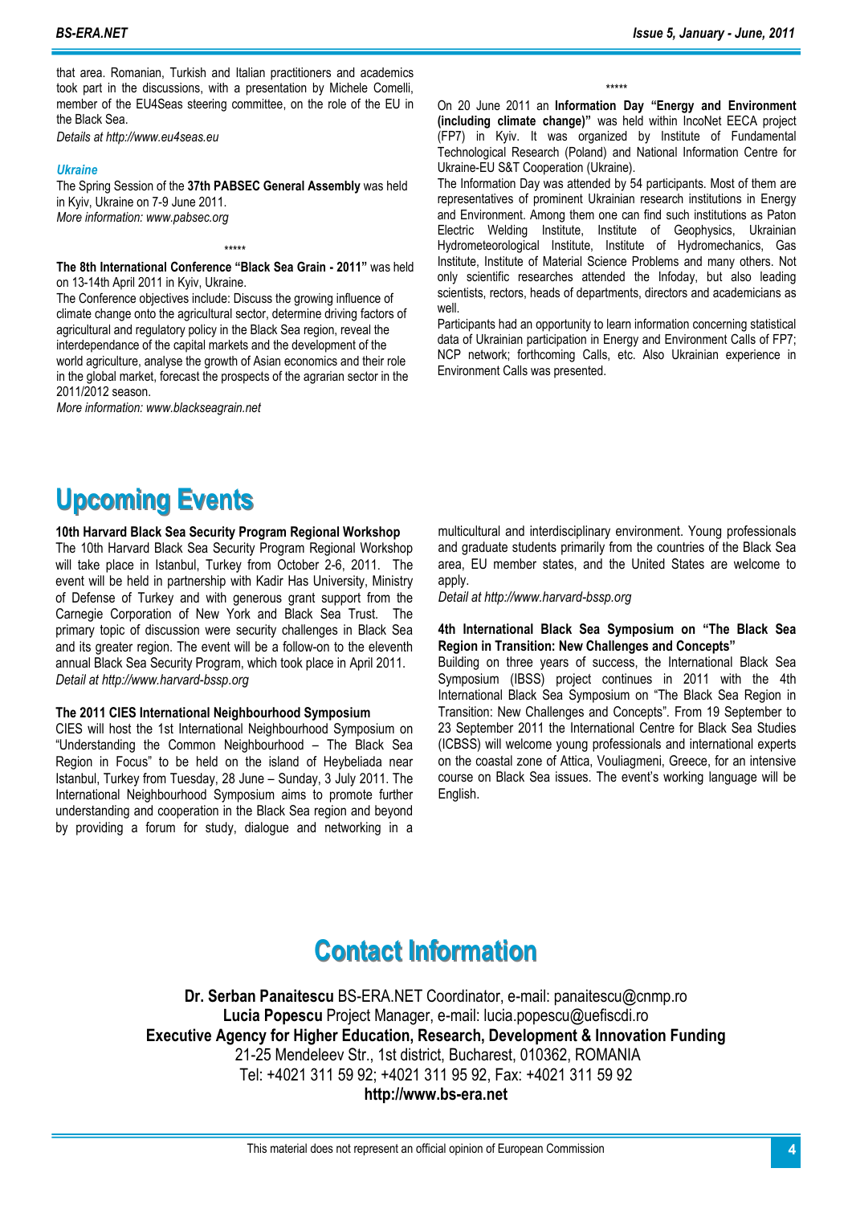that area. Romanian, Turkish and Italian practitioners and academics took part in the discussions, with a presentation by Michele Comelli, member of the EU4Seas steering committee, on the role of the EU in the Black Sea.

*Details at http://www.eu4seas.eu*

***Ukraine***

The Spring Session of the **37th PABSEC General Assembly** was held in Kyiv, Ukraine on 7-9 June 2011.

*More information: www.pabsec.org*

\*\*\*\*\*

**The 8th International Conference "Black Sea Grain - 2011"** was held on 13-14th April 2011 in Kyiv, Ukraine.

The Conference objectives include: Discuss the growing influence of climate change onto the agricultural sector, determine driving factors of agricultural and regulatory policy in the Black Sea region, reveal the interdependance of the capital markets and the development of the world agriculture, analyse the growth of Asian economics and their role in the global market, forecast the prospects of the agrarian sector in the 2011/2012 season.

*More information: www.blackseagrain.net*

\*\*\*\*\*

On 20 June 2011 an **Information Day "Energy and Environment (including climate change)"** was held within IncoNet EECA project (FP7) in Kyiv. It was organized by Institute of Fundamental Technological Research (Poland) and National Information Centre for Ukraine-EU S&T Cooperation (Ukraine).

The Information Day was attended by 54 participants. Most of them are representatives of prominent Ukrainian research institutions in Energy and Environment. Among them one can find such institutions as Paton Electric Welding Institute, Institute of Geophysics, Ukrainian Hydrometeorological Institute, Institute of Hydromechanics, Gas Institute, Institute of Material Science Problems and many others. Not only scientific researches attended the Infoday, but also leading scientists, rectors, heads of departments, directors and academicians as well.

Participants had an opportunity to learn information concerning statistical data of Ukrainian participation in Energy and Environment Calls of FP7; NCP network; forthcoming Calls, etc. Also Ukrainian experience in Environment Calls was presented.

# Upcoming Events

**10th Harvard Black Sea Security Program Regional Workshop**

The 10th Harvard Black Sea Security Program Regional Workshop will take place in Istanbul, Turkey from October 2-6, 2011. The event will be held in partnership with Kadir Has University, Ministry of Defense of Turkey and with generous grant support from the Carnegie Corporation of New York and Black Sea Trust. The primary topic of discussion were security challenges in Black Sea and its greater region. The event will be a follow-on to the eleventh annual Black Sea Security Program, which took place in April 2011.

*Detail at http://www.harvard-bssp.org*

**The 2011 CIES International Neighbourhood Symposium**

CIES will host the 1st International Neighbourhood Symposium on "Understanding the Common Neighbourhood – The Black Sea Region in Focus" to be held on the island of Heybeliada near Istanbul, Turkey from Tuesday, 28 June – Sunday, 3 July 2011. The International Neighbourhood Symposium aims to promote further understanding and cooperation in the Black Sea region and beyond by providing a forum for study, dialogue and networking in a multicultural and interdisciplinary environment. Young professionals and graduate students primarily from the countries of the Black Sea area, EU member states, and the United States are welcome to apply.

*Detail at http://www.harvard-bssp.org*

**4th International Black Sea Symposium on "The Black Sea Region in Transition: New Challenges and Concepts"**

Building on three years of success, the International Black Sea Symposium (IBSS) project continues in 2011 with the 4th International Black Sea Symposium on "The Black Sea Region in Transition: New Challenges and Concepts". From 19 September to 23 September 2011 the International Centre for Black Sea Studies (ICBSS) will welcome young professionals and international experts on the coastal zone of Attica, Vouliagmeni, Greece, for an intensive course on Black Sea issues. The event's working language will be English.

# Contact Information

**Dr. Serban Panaitescu** BS-ERA.NET Coordinator, e-mail: panaitescu@cnmp.ro
**Lucia Popescu** Project Manager, e-mail: lucia.popescu@uefiscdi.ro
**Executive Agency for Higher Education, Research, Development & Innovation Funding**
21-25 Mendeleev Str., 1st district, Bucharest, 010362, ROMANIA
Tel: +4021 311 59 92; +4021 311 95 92, Fax: +4021 311 59 92
**http://www.bs-era.net**

This material does not represent an official opinion of European Commission